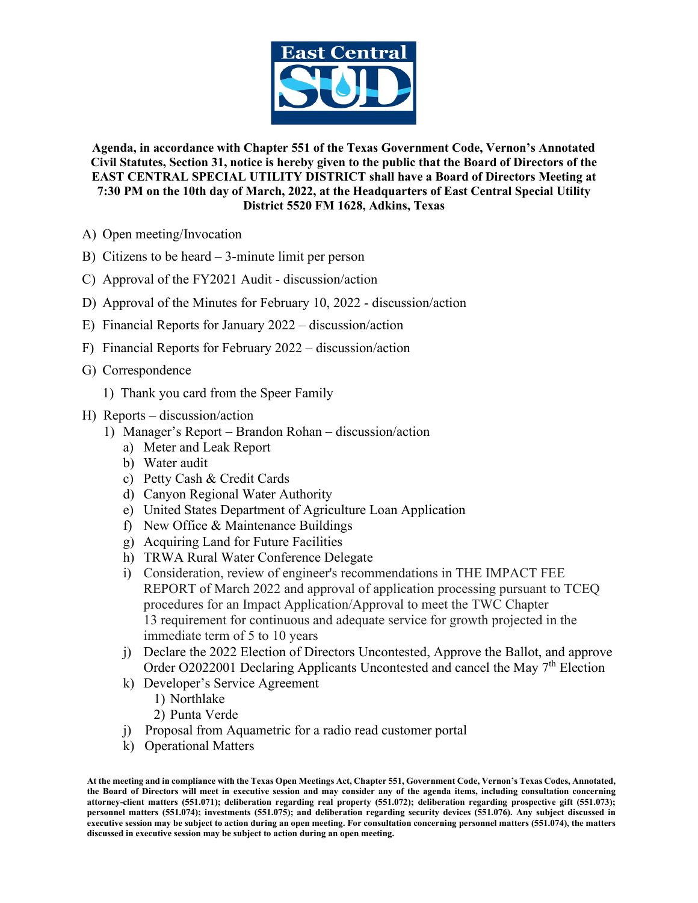**Agenda, in accordance with Chapter 551 of the Texas Government Code, Vernon's Annotated Civil Statutes, Section 31, notice is hereby given to the public that the Board of Directors of the EAST CENTRAL SPECIAL UTILITY DISTRICT shall have a Board of Directors Meeting at 7:30 PM on the 10th day of March, 2022, at the Headquarters of East Central Special Utility District 5520 FM 1628, Adkins, Texas**

A) Open meeting/Invocation

B) Citizens to be heard – 3-minute limit per person

C) Approval of the FY2021 Audit - discussion/action

D) Approval of the Minutes for February 10, 2022 - discussion/action

E) Financial Reports for January 2022 – discussion/action

F) Financial Reports for February 2022 – discussion/action

G) Correspondence

   1) Thank you card from the Speer Family

H) Reports – discussion/action

   1) Manager's Report – Brandon Rohan – discussion/action
      - a) Meter and Leak Report
      - b) Water audit
      - c) Petty Cash & Credit Cards
      - d) Canyon Regional Water Authority
      - e) United States Department of Agriculture Loan Application
      - f) New Office & Maintenance Buildings
      - g) Acquiring Land for Future Facilities
      - h) TRWA Rural Water Conference Delegate
      - i) Consideration, review of engineer's recommendations in THE IMPACT FEE REPORT of March 2022 and approval of application processing pursuant to TCEQ procedures for an Impact Application/Approval to meet the TWC Chapter 13 requirement for continuous and adequate service for growth projected in the immediate term of 5 to 10 years
      - j) Declare the 2022 Election of Directors Uncontested, Approve the Ballot, and approve Order O2022001 Declaring Applicants Uncontested and cancel the May 7th Election
      - k) Developer's Service Agreement
         1) Northlake
         2) Punta Verde
      - j) Proposal from Aquametric for a radio read customer portal
      - k) Operational Matters

**At the meeting and in compliance with the Texas Open Meetings Act, Chapter 551, Government Code, Vernon's Texas Codes, Annotated, the Board of Directors will meet in executive session and may consider any of the agenda items, including consultation concerning attorney-client matters (551.071); deliberation regarding real property (551.072); deliberation regarding prospective gift (551.073); personnel matters (551.074); investments (551.075); and deliberation regarding security devices (551.076). Any subject discussed in executive session may be subject to action during an open meeting. For consultation concerning personnel matters (551.074), the matters discussed in executive session may be subject to action during an open meeting.**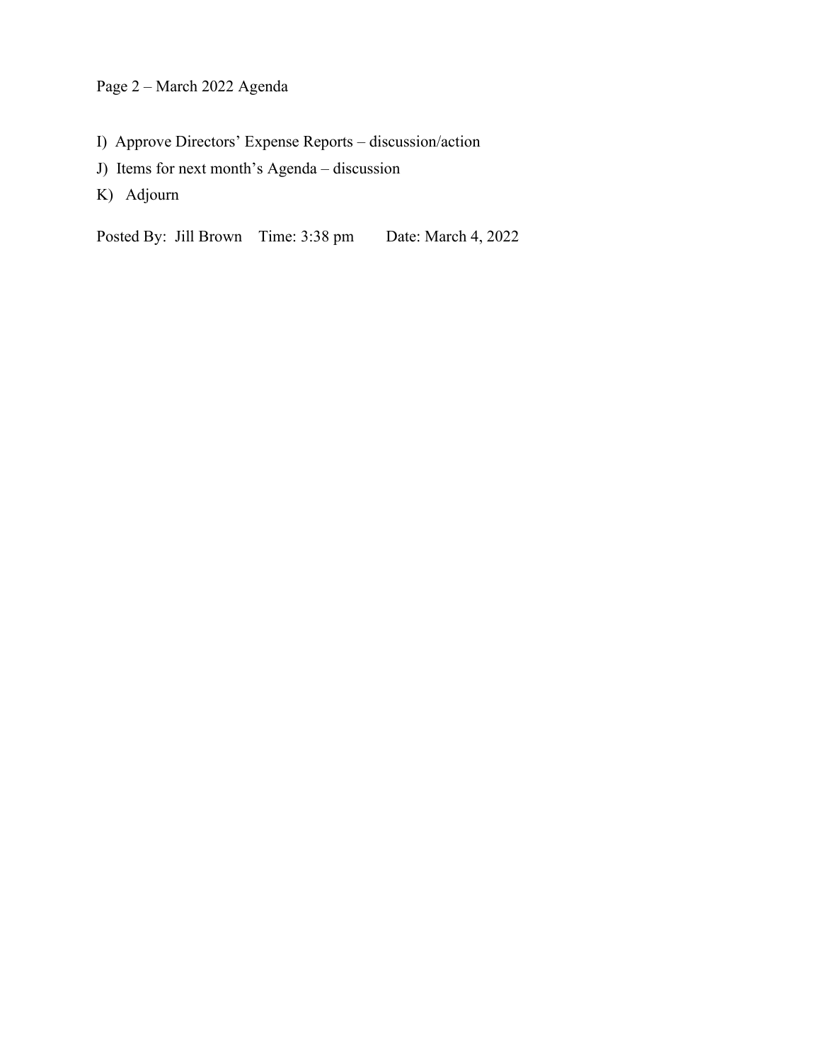Page 2 – March 2022 Agenda

I) Approve Directors' Expense Reports – discussion/action

J) Items for next month's Agenda – discussion

K) Adjourn

Posted By: Jill Brown Time: 3:38 pm Date: March 4, 2022